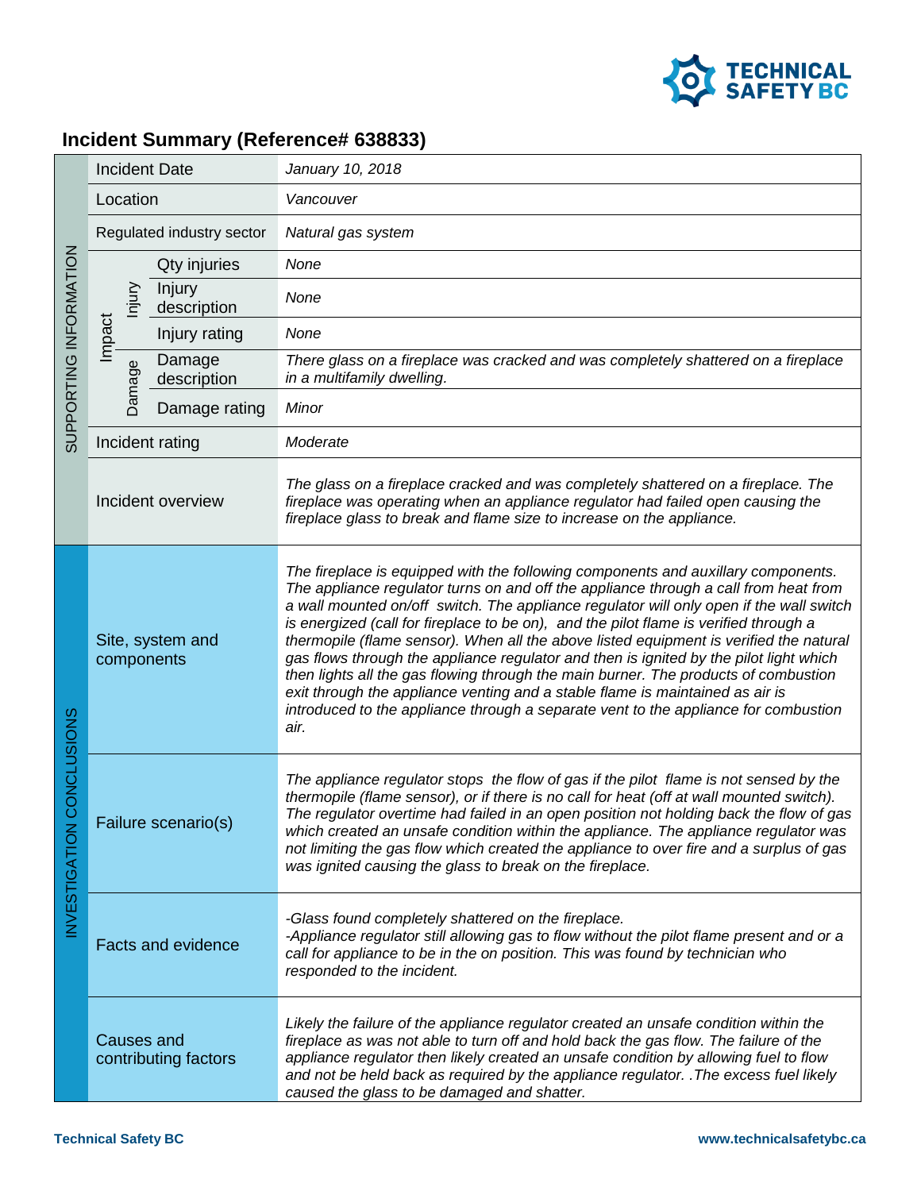## Incident Summary (Reference# 638833)

| Section | Field | | Details |
|---|---|---|---|
| SUPPORTING INFORMATION | Incident Date | | *January 10, 2018* |
| | Location | | *Vancouver* |
| | Regulated industry sector | | *Natural gas system* |
| | Impact – Injury | Qty injuries | *None* |
| | | Injury description | *None* |
| | | Injury rating | *None* |
| | Impact – Damage | Damage description | *There glass on a fireplace was cracked and was completely shattered on a fireplace in a multifamily dwelling.* |
| | | Damage rating | *Minor* |
| | Incident rating | | *Moderate* |
| | Incident overview | | *The glass on a fireplace cracked and was completely shattered on a fireplace. The fireplace was operating when an appliance regulator had failed open causing the fireplace glass to break and flame size to increase on the appliance.* |
| INVESTIGATION CONCLUSIONS | Site, system and components | | *The fireplace is equipped with the following components and auxillary components. The appliance regulator turns on and off the appliance through a call from heat from a wall mounted on/off switch. The appliance regulator will only open if the wall switch is energized (call for fireplace to be on), and the pilot flame is verified through a thermopile (flame sensor). When all the above listed equipment is verified the natural gas flows through the appliance regulator and then is ignited by the pilot light which then lights all the gas flowing through the main burner. The products of combustion exit through the appliance venting and a stable flame is maintained as air is introduced to the appliance through a separate vent to the appliance for combustion air.* |
| | Failure scenario(s) | | *The appliance regulator stops the flow of gas if the pilot flame is not sensed by the thermopile (flame sensor), or if there is no call for heat (off at wall mounted switch). The regulator overtime had failed in an open position not holding back the flow of gas which created an unsafe condition within the appliance. The appliance regulator was not limiting the gas flow which created the appliance to over fire and a surplus of gas was ignited causing the glass to break on the fireplace.* |
| | Facts and evidence | | *-Glass found completely shattered on the fireplace.<br>-Appliance regulator still allowing gas to flow without the pilot flame present and or a call for appliance to be in the on position. This was found by technician who responded to the incident.* |
| | Causes and contributing factors | | *Likely the failure of the appliance regulator created an unsafe condition within the fireplace as was not able to turn off and hold back the gas flow. The failure of the appliance regulator then likely created an unsafe condition by allowing fuel to flow and not be held back as required by the appliance regulator. .The excess fuel likely caused the glass to be damaged and shatter.* |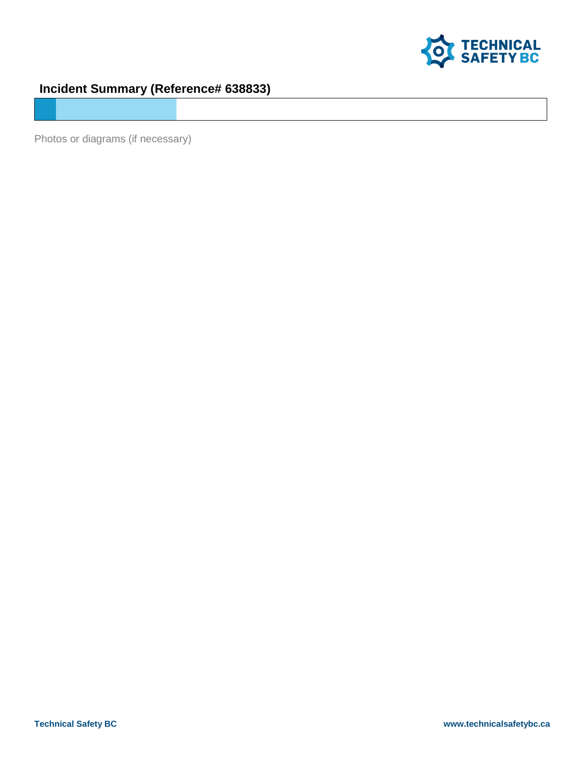## Incident Summary (Reference# 638833)

Photos or diagrams (if necessary)